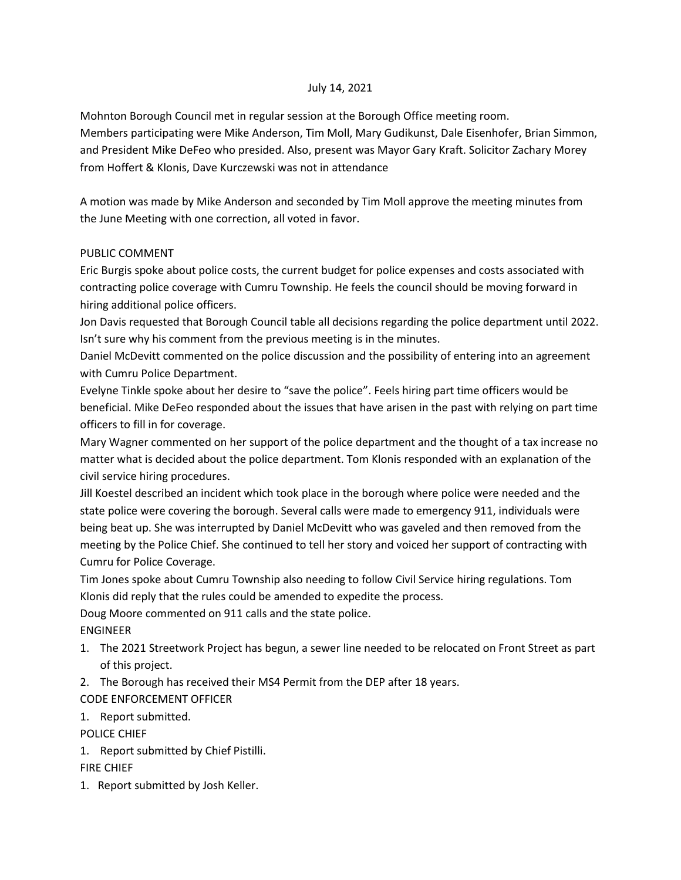July 14, 2021

Mohnton Borough Council met in regular session at the Borough Office meeting room.
Members participating were Mike Anderson, Tim Moll, Mary Gudikunst, Dale Eisenhofer, Brian Simmon, and President Mike DeFeo who presided. Also, present was Mayor Gary Kraft. Solicitor Zachary Morey from Hoffert & Klonis, Dave Kurczewski was not in attendance

A motion was made by Mike Anderson and seconded by Tim Moll approve the meeting minutes from the June Meeting with one correction, all voted in favor.

PUBLIC COMMENT

Eric Burgis spoke about police costs, the current budget for police expenses and costs associated with contracting police coverage with Cumru Township. He feels the council should be moving forward in hiring additional police officers.

Jon Davis requested that Borough Council table all decisions regarding the police department until 2022. Isn't sure why his comment from the previous meeting is in the minutes.

Daniel McDevitt commented on the police discussion and the possibility of entering into an agreement with Cumru Police Department.

Evelyne Tinkle spoke about her desire to "save the police". Feels hiring part time officers would be beneficial. Mike DeFeo responded about the issues that have arisen in the past with relying on part time officers to fill in for coverage.

Mary Wagner commented on her support of the police department and the thought of a tax increase no matter what is decided about the police department. Tom Klonis responded with an explanation of the civil service hiring procedures.

Jill Koestel described an incident which took place in the borough where police were needed and the state police were covering the borough. Several calls were made to emergency 911, individuals were being beat up. She was interrupted by Daniel McDevitt who was gaveled and then removed from the meeting by the Police Chief. She continued to tell her story and voiced her support of contracting with Cumru for Police Coverage.

Tim Jones spoke about Cumru Township also needing to follow Civil Service hiring regulations. Tom Klonis did reply that the rules could be amended to expedite the process.

Doug Moore commented on 911 calls and the state police.

ENGINEER

1. The 2021 Streetwork Project has begun, a sewer line needed to be relocated on Front Street as part of this project.
2. The Borough has received their MS4 Permit from the DEP after 18 years.

CODE ENFORCEMENT OFFICER

1. Report submitted.

POLICE CHIEF

1. Report submitted by Chief Pistilli.

FIRE CHIEF

1. Report submitted by Josh Keller.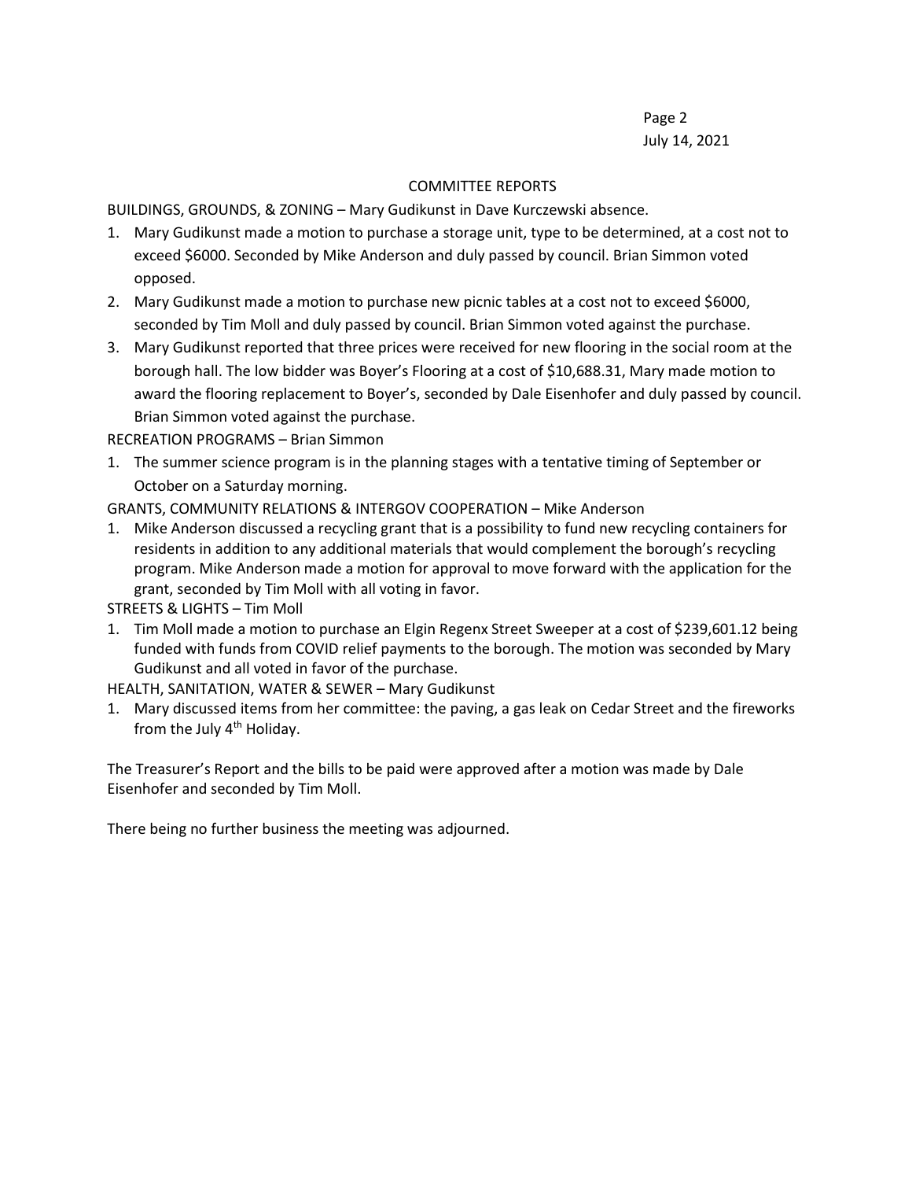## COMMITTEE REPORTS

BUILDINGS, GROUNDS, & ZONING – Mary Gudikunst in Dave Kurczewski absence.

1. Mary Gudikunst made a motion to purchase a storage unit, type to be determined, at a cost not to exceed $6000. Seconded by Mike Anderson and duly passed by council. Brian Simmon voted opposed.
2. Mary Gudikunst made a motion to purchase new picnic tables at a cost not to exceed $6000, seconded by Tim Moll and duly passed by council. Brian Simmon voted against the purchase.
3. Mary Gudikunst reported that three prices were received for new flooring in the social room at the borough hall. The low bidder was Boyer's Flooring at a cost of $10,688.31, Mary made motion to award the flooring replacement to Boyer's, seconded by Dale Eisenhofer and duly passed by council. Brian Simmon voted against the purchase.

RECREATION PROGRAMS – Brian Simmon

1. The summer science program is in the planning stages with a tentative timing of September or October on a Saturday morning.

GRANTS, COMMUNITY RELATIONS & INTERGOV COOPERATION – Mike Anderson

1. Mike Anderson discussed a recycling grant that is a possibility to fund new recycling containers for residents in addition to any additional materials that would complement the borough's recycling program. Mike Anderson made a motion for approval to move forward with the application for the grant, seconded by Tim Moll with all voting in favor.

STREETS & LIGHTS – Tim Moll

1. Tim Moll made a motion to purchase an Elgin Regenx Street Sweeper at a cost of $239,601.12 being funded with funds from COVID relief payments to the borough. The motion was seconded by Mary Gudikunst and all voted in favor of the purchase.

HEALTH, SANITATION, WATER & SEWER – Mary Gudikunst

1. Mary discussed items from her committee: the paving, a gas leak on Cedar Street and the fireworks from the July 4th Holiday.

The Treasurer's Report and the bills to be paid were approved after a motion was made by Dale Eisenhofer and seconded by Tim Moll.

There being no further business the meeting was adjourned.